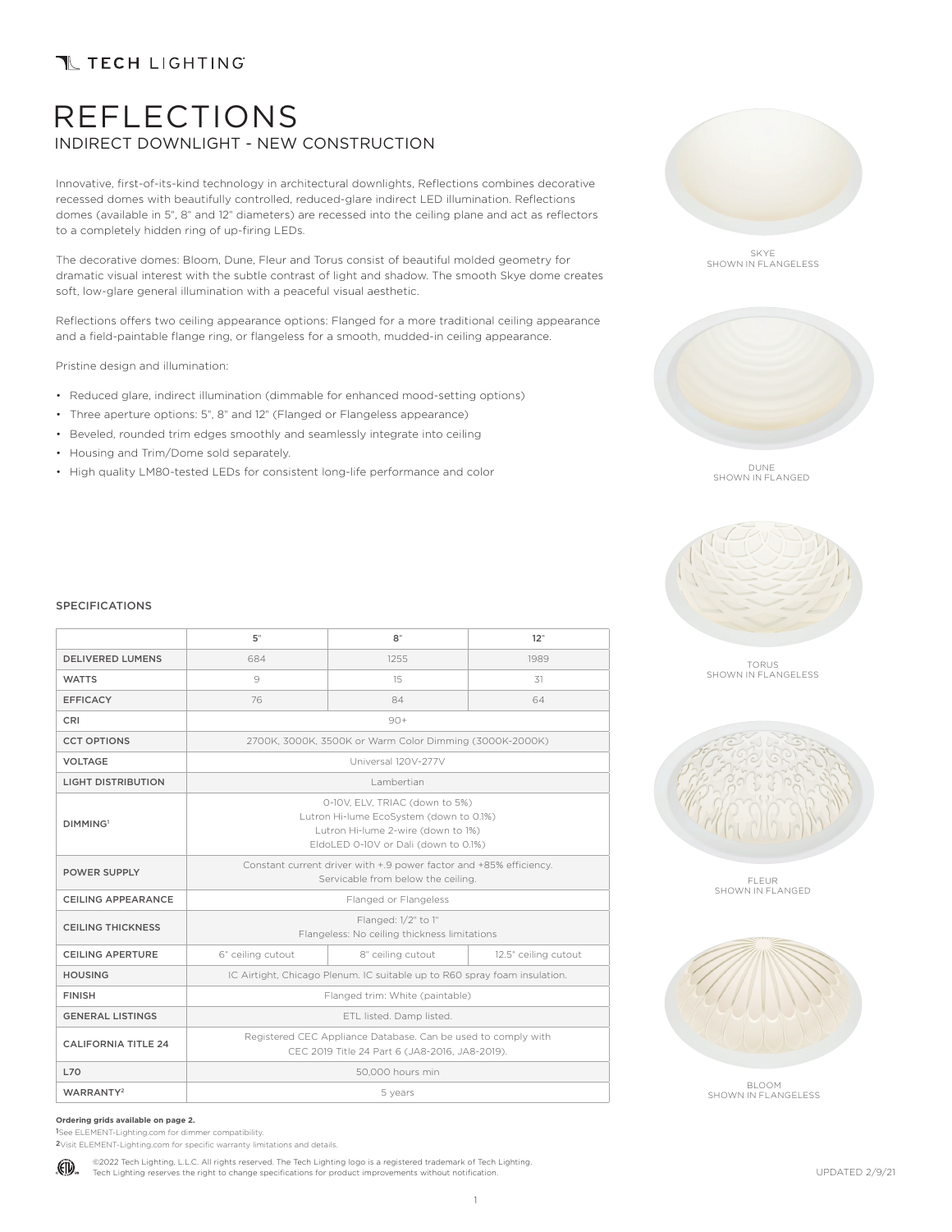TECH LIGHTING

# REFLECTIONS

## INDIRECT DOWNLIGHT - NEW CONSTRUCTION

Innovative, first-of-its-kind technology in architectural downlights, Reflections combines decorative recessed domes with beautifully controlled, reduced-glare indirect LED illumination. Reflections domes (available in 5", 8" and 12" diameters) are recessed into the ceiling plane and act as reflectors to a completely hidden ring of up-firing LEDs.

The decorative domes: Bloom, Dune, Fleur and Torus consist of beautiful molded geometry for dramatic visual interest with the subtle contrast of light and shadow. The smooth Skye dome creates soft, low-glare general illumination with a peaceful visual aesthetic.

Reflections offers two ceiling appearance options: Flanged for a more traditional ceiling appearance and a field-paintable flange ring, or flangeless for a smooth, mudded-in ceiling appearance.

Pristine design and illumination:

- Reduced glare, indirect illumination (dimmable for enhanced mood-setting options)
- Three aperture options: 5", 8" and 12" (Flanged or Flangeless appearance)
- Beveled, rounded trim edges smoothly and seamlessly integrate into ceiling
- Housing and Trim/Dome sold separately.
- High quality LM80-tested LEDs for consistent long-life performance and color

SKYE
SHOWN IN FLANGELESS

DUNE
SHOWN IN FLANGED

TORUS
SHOWN IN FLANGELESS

FLEUR
SHOWN IN FLANGED

BLOOM
SHOWN IN FLANGELESS

### SPECIFICATIONS

| | 5" | 8" | 12" |
|---|---|---|---|
| DELIVERED LUMENS | 684 | 1255 | 1989 |
| WATTS | 9 | 15 | 31 |
| EFFICACY | 76 | 84 | 64 |
| CRI | 90+ | | |
| CCT OPTIONS | 2700K, 3000K, 3500K or Warm Color Dimming (3000K-2000K) | | |
| VOLTAGE | Universal 120V-277V | | |
| LIGHT DISTRIBUTION | Lambertian | | |
| DIMMING[1] | 0-10V, ELV, TRIAC (down to 5%)<br>Lutron Hi-lume EcoSystem (down to 0.1%)<br>Lutron Hi-lume 2-wire (down to 1%)<br>EldoLED 0-10V or Dali (down to 0.1%) | | |
| POWER SUPPLY | Constant current driver with +.9 power factor and +85% efficiency.<br>Servicable from below the ceiling. | | |
| CEILING APPEARANCE | Flanged or Flangeless | | |
| CEILING THICKNESS | Flanged: 1/2" to 1"<br>Flangeless: No ceiling thickness limitations | | |
| CEILING APERTURE | 6" ceiling cutout | 8" ceiling cutout | 12.5" ceiling cutout |
| HOUSING | IC Airtight, Chicago Plenum. IC suitable up to R60 spray foam insulation. | | |
| FINISH | Flanged trim: White (paintable) | | |
| GENERAL LISTINGS | ETL listed. Damp listed. | | |
| CALIFORNIA TITLE 24 | Registered CEC Appliance Database. Can be used to comply with<br>CEC 2019 Title 24 Part 6 (JA8-2016, JA8-2019). | | |
| L70 | 50,000 hours min | | |
| WARRANTY[2] | 5 years | | |

**Ordering grids available on page 2.**

[1]See ELEMENT-Lighting.com for dimmer compatibility.
[2]Visit ELEMENT-Lighting.com for specific warranty limitations and details.

©2022 Tech Lighting, L.L.C. All rights reserved. The Tech Lighting logo is a registered trademark of Tech Lighting. Tech Lighting reserves the right to change specifications for product improvements without notification.

UPDATED 2/9/21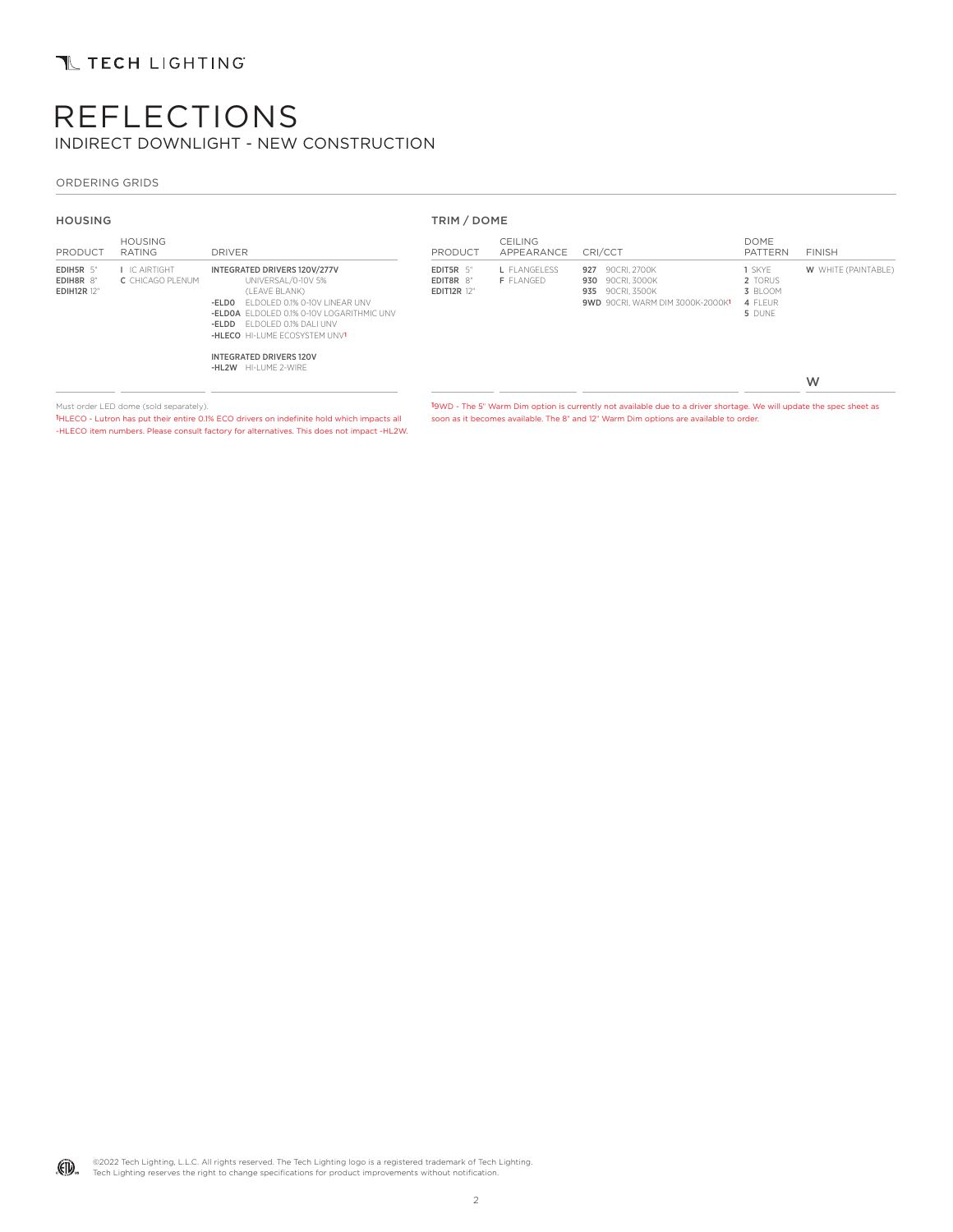# REFLECTIONS

## INDIRECT DOWNLIGHT - NEW CONSTRUCTION

ORDERING GRIDS

### HOUSING

| PRODUCT | HOUSING RATING | DRIVER |
|---|---|---|
| **EDIH5R** 5"<br>**EDIH8R** 8"<br>**EDIH12R** 12" | **I** IC AIRTIGHT<br>**C** CHICAGO PLENUM | **INTEGRATED DRIVERS 120V/277V**<br>UNIVERSAL/0-10V 5% (LEAVE BLANK)<br>**-ELDO** ELDOLED 0.1% 0-10V LINEAR UNV<br>**-ELDOA** ELDOLED 0.1% 0-10V LOGARITHMIC UNV<br>**-ELDD** ELDOLED 0.1% DALI UNV<br>**-HLECO** HI-LUME ECOSYSTEM UNV[1]<br><br>**INTEGRATED DRIVERS 120V**<br>**-HL2W** HI-LUME 2-WIRE |

Must order LED dome (sold separately).

[1]HLECO - Lutron has put their entire 0.1% ECO drivers on indefinite hold which impacts all -HLECO item numbers. Please consult factory for alternatives. This does not impact -HL2W.

### TRIM / DOME

| PRODUCT | CEILING APPEARANCE | CRI/CCT | DOME PATTERN | FINISH |
|---|---|---|---|---|
| **EDIT5R** 5"<br>**EDIT8R** 8"<br>**EDIT12R** 12" | **L** FLANGELESS<br>**F** FLANGED | **927** 90CRI, 2700K<br>**930** 90CRI, 3000K<br>**935** 90CRI, 3500K<br>**9WD** 90CRI, WARM DIM 3000K-2000K[1] | **1** SKYE<br>**2** TORUS<br>**3** BLOOM<br>**4** FLEUR<br>**5** DUNE | **W** WHITE (PAINTABLE) |
| | | | | W |

[1]9WD - The 5" Warm Dim option is currently not available due to a driver shortage. We will update the spec sheet as soon as it becomes available. The 8" and 12" Warm Dim options are available to order.

©2022 Tech Lighting, L.L.C. All rights reserved. The Tech Lighting logo is a registered trademark of Tech Lighting. Tech Lighting reserves the right to change specifications for product improvements without notification.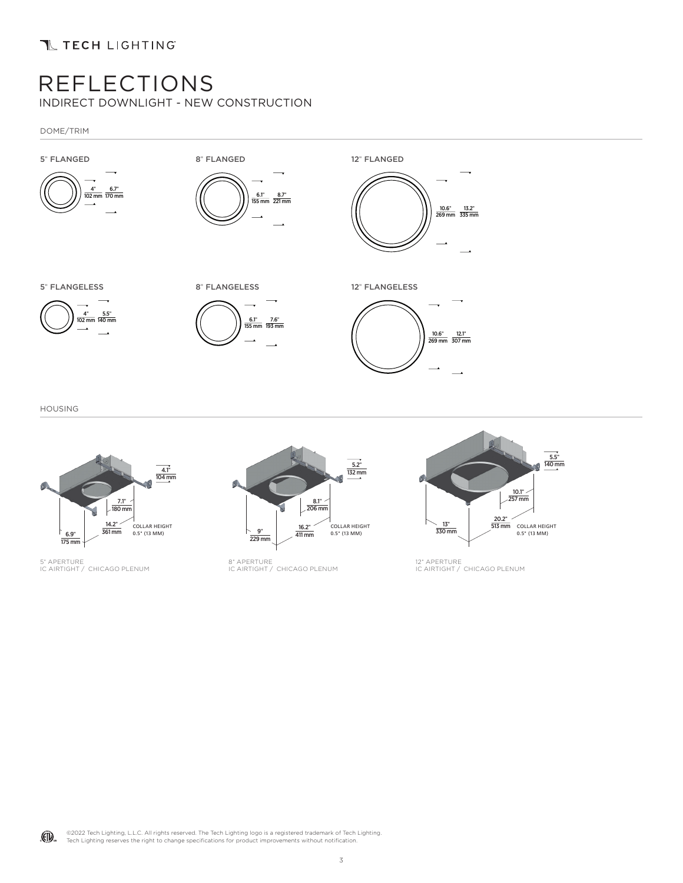# REFLECTIONS

## INDIRECT DOWNLIGHT - NEW CONSTRUCTION

### DOME/TRIM

**5" FLANGED**

4" / 102 mm — 6.7" / 170 mm

**8" FLANGED**

6.1" / 155 mm — 8.7" / 221 mm

**12" FLANGED**

10.6" / 269 mm — 13.2" / 335 mm

**5" FLANGELESS**

4" / 102 mm — 5.5" / 140 mm

**8" FLANGELESS**

6.1" / 155 mm — 7.6" / 193 mm

**12" FLANGELESS**

10.6" / 269 mm — 12.1" / 307 mm

### HOUSING

4.1" / 104 mm
7.1" / 180 mm
14.2" / 361 mm
6.9" / 175 mm
COLLAR HEIGHT 0.5" (13 MM)

5" APERTURE
IC AIRTIGHT / CHICAGO PLENUM

5.2" / 132 mm
8.1" / 206 mm
16.2" / 411 mm
9" / 229 mm
COLLAR HEIGHT 0.5" (13 MM)

8" APERTURE
IC AIRTIGHT / CHICAGO PLENUM

5.5" / 140 mm
10.1" / 257 mm
20.2" / 513 mm
13" / 330 mm
COLLAR HEIGHT 0.5" (13 MM)

12" APERTURE
IC AIRTIGHT / CHICAGO PLENUM

©2022 Tech Lighting, L.L.C. All rights reserved. The Tech Lighting logo is a registered trademark of Tech Lighting.
Tech Lighting reserves the right to change specifications for product improvements without notification.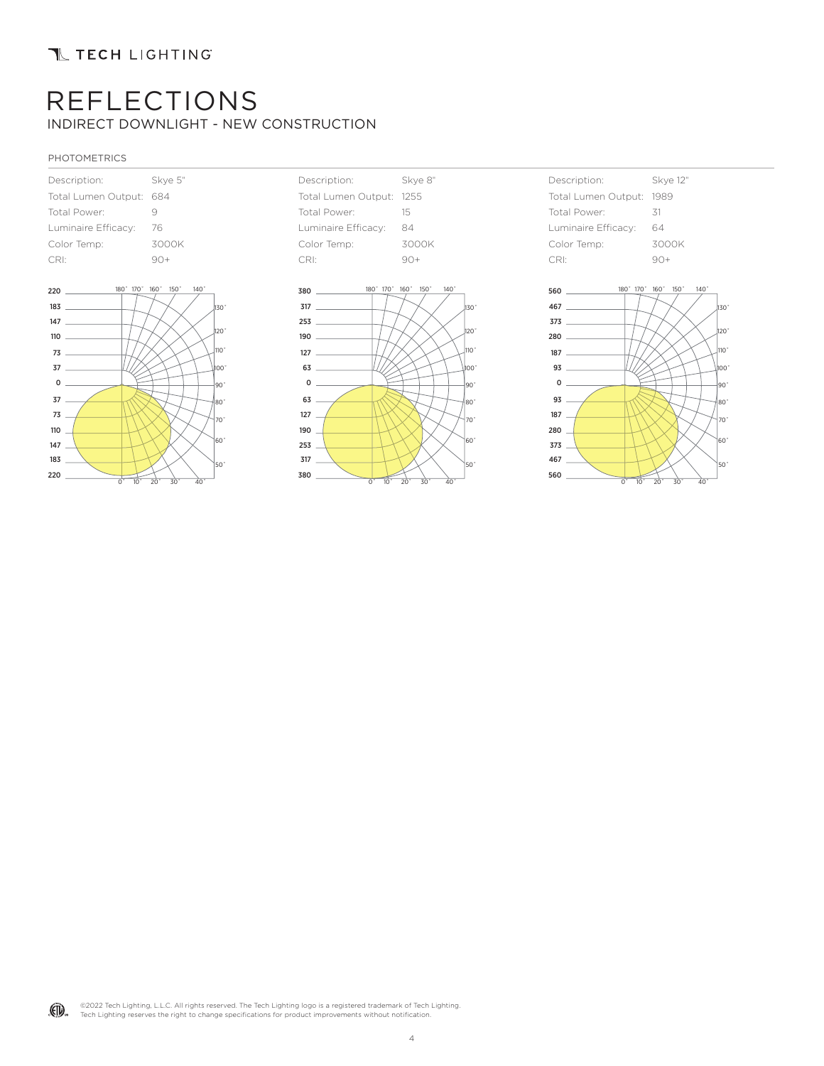# REFLECTIONS

## INDIRECT DOWNLIGHT - NEW CONSTRUCTION

### PHOTOMETRICS

| Description: | Skye 5" |
|---|---|
| Total Lumen Output: | 684 |
| Total Power: | 9 |
| Luminaire Efficacy: | 76 |
| Color Temp: | 3000K |
| CRI: | 90+ |

| Description: | Skye 8" |
|---|---|
| Total Lumen Output: | 1255 |
| Total Power: | 15 |
| Luminaire Efficacy: | 84 |
| Color Temp: | 3000K |
| CRI: | 90+ |

| Description: | Skye 12" |
|---|---|
| Total Lumen Output: | 1989 |
| Total Power: | 31 |
| Luminaire Efficacy: | 64 |
| Color Temp: | 3000K |
| CRI: | 90+ |

©2022 Tech Lighting, L.L.C. All rights reserved. The Tech Lighting logo is a registered trademark of Tech Lighting.
Tech Lighting reserves the right to change specifications for product improvements without notification.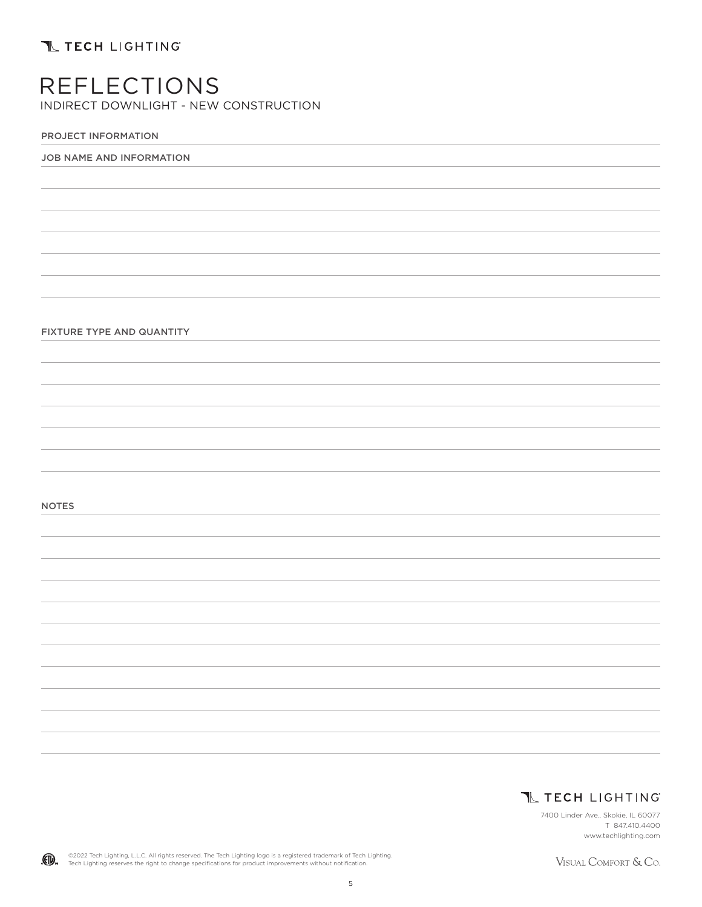TECH LIGHTING

# REFLECTIONS

INDIRECT DOWNLIGHT - NEW CONSTRUCTION

PROJECT INFORMATION

JOB NAME AND INFORMATION

FIXTURE TYPE AND QUANTITY

NOTES

TECH LIGHTING

7400 Linder Ave., Skokie, IL 60077
T 847.410.4400
www.techlighting.com

©2022 Tech Lighting, L.L.C. All rights reserved. The Tech Lighting logo is a registered trademark of Tech Lighting.
Tech Lighting reserves the right to change specifications for product improvements without notification.

VISUAL COMFORT & CO.